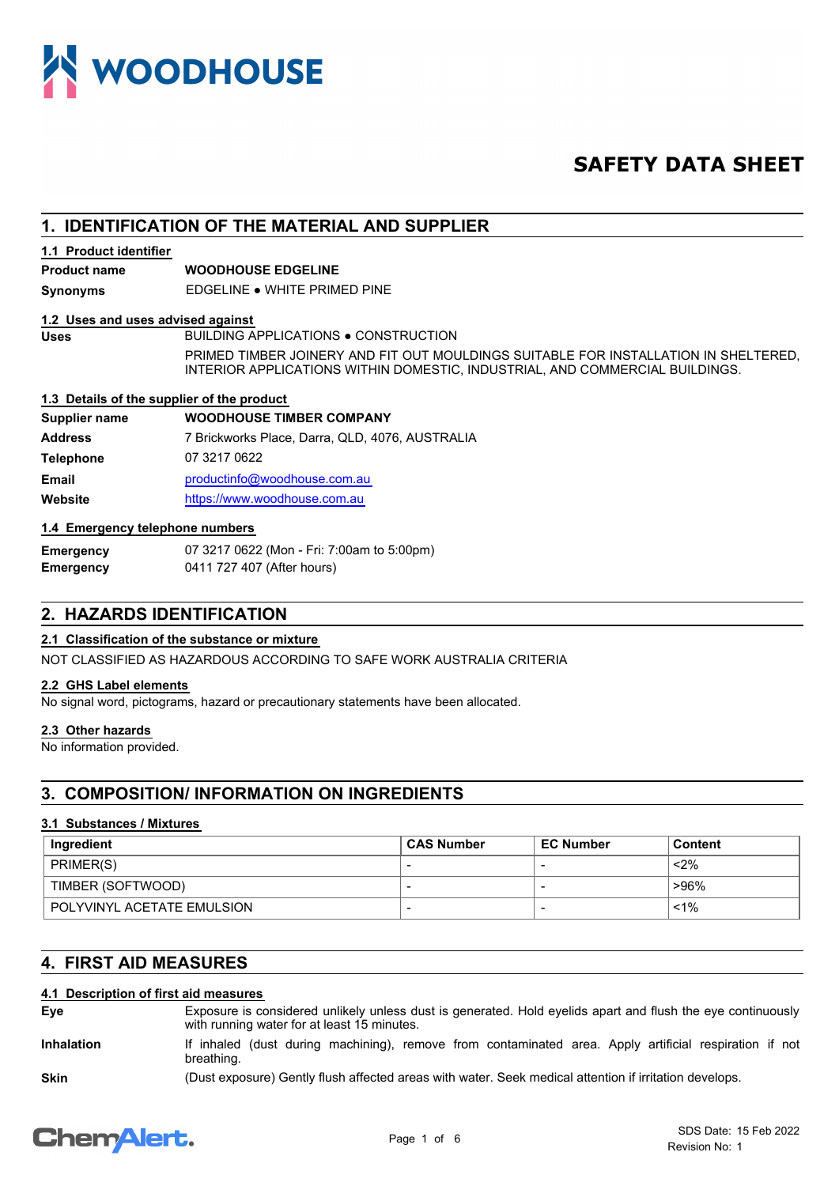WOODHOUSE

# SAFETY DATA SHEET

## 1. IDENTIFICATION OF THE MATERIAL AND SUPPLIER

### 1.1 Product identifier

**Product name** **WOODHOUSE EDGELINE**

**Synonyms** EDGELINE ● WHITE PRIMED PINE

### 1.2 Uses and uses advised against

**Uses** BUILDING APPLICATIONS ● CONSTRUCTION

PRIMED TIMBER JOINERY AND FIT OUT MOULDINGS SUITABLE FOR INSTALLATION IN SHELTERED, INTERIOR APPLICATIONS WITHIN DOMESTIC, INDUSTRIAL, AND COMMERCIAL BUILDINGS.

### 1.3 Details of the supplier of the product

**Supplier name** **WOODHOUSE TIMBER COMPANY**

**Address** 7 Brickworks Place, Darra, QLD, 4076, AUSTRALIA

**Telephone** 07 3217 0622

**Email** productinfo@woodhouse.com.au

**Website** https://www.woodhouse.com.au

### 1.4 Emergency telephone numbers

**Emergency** 07 3217 0622 (Mon - Fri: 7:00am to 5:00pm)

**Emergency** 0411 727 407 (After hours)

## 2. HAZARDS IDENTIFICATION

### 2.1 Classification of the substance or mixture

NOT CLASSIFIED AS HAZARDOUS ACCORDING TO SAFE WORK AUSTRALIA CRITERIA

### 2.2 GHS Label elements

No signal word, pictograms, hazard or precautionary statements have been allocated.

### 2.3 Other hazards

No information provided.

## 3. COMPOSITION/ INFORMATION ON INGREDIENTS

### 3.1 Substances / Mixtures

| Ingredient | CAS Number | EC Number | Content |
|---|---|---|---|
| PRIMER(S) | - | - | <2% |
| TIMBER (SOFTWOOD) | - | - | >96% |
| POLYVINYL ACETATE EMULSION | - | - | <1% |

## 4. FIRST AID MEASURES

### 4.1 Description of first aid measures

**Eye** Exposure is considered unlikely unless dust is generated. Hold eyelids apart and flush the eye continuously with running water for at least 15 minutes.

**Inhalation** If inhaled (dust during machining), remove from contaminated area. Apply artificial respiration if not breathing.

**Skin** (Dust exposure) Gently flush affected areas with water. Seek medical attention if irritation develops.

SDS Date: 15 Feb 2022
Revision No: 1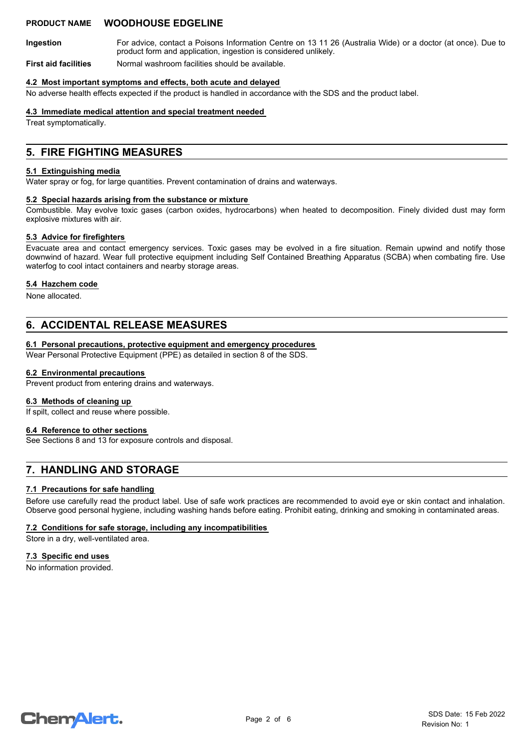**Ingestion** For advice, contact a Poisons Information Centre on 13 11 26 (Australia Wide) or a doctor (at once). Due to product form and application, ingestion is considered unlikely.

**First aid facilities** Normal washroom facilities should be available.

### 4.2 Most important symptoms and effects, both acute and delayed

No adverse health effects expected if the product is handled in accordance with the SDS and the product label.

### 4.3 Immediate medical attention and special treatment needed

Treat symptomatically.

## 5. FIRE FIGHTING MEASURES

### 5.1 Extinguishing media

Water spray or fog, for large quantities. Prevent contamination of drains and waterways.

### 5.2 Special hazards arising from the substance or mixture

Combustible. May evolve toxic gases (carbon oxides, hydrocarbons) when heated to decomposition. Finely divided dust may form explosive mixtures with air.

### 5.3 Advice for firefighters

Evacuate area and contact emergency services. Toxic gases may be evolved in a fire situation. Remain upwind and notify those downwind of hazard. Wear full protective equipment including Self Contained Breathing Apparatus (SCBA) when combating fire. Use waterfog to cool intact containers and nearby storage areas.

### 5.4 Hazchem code

None allocated.

## 6. ACCIDENTAL RELEASE MEASURES

### 6.1 Personal precautions, protective equipment and emergency procedures

Wear Personal Protective Equipment (PPE) as detailed in section 8 of the SDS.

### 6.2 Environmental precautions

Prevent product from entering drains and waterways.

### 6.3 Methods of cleaning up

If spilt, collect and reuse where possible.

### 6.4 Reference to other sections

See Sections 8 and 13 for exposure controls and disposal.

## 7. HANDLING AND STORAGE

### 7.1 Precautions for safe handling

Before use carefully read the product label. Use of safe work practices are recommended to avoid eye or skin contact and inhalation. Observe good personal hygiene, including washing hands before eating. Prohibit eating, drinking and smoking in contaminated areas.

### 7.2 Conditions for safe storage, including any incompatibilities

Store in a dry, well-ventilated area.

### 7.3 Specific end uses

No information provided.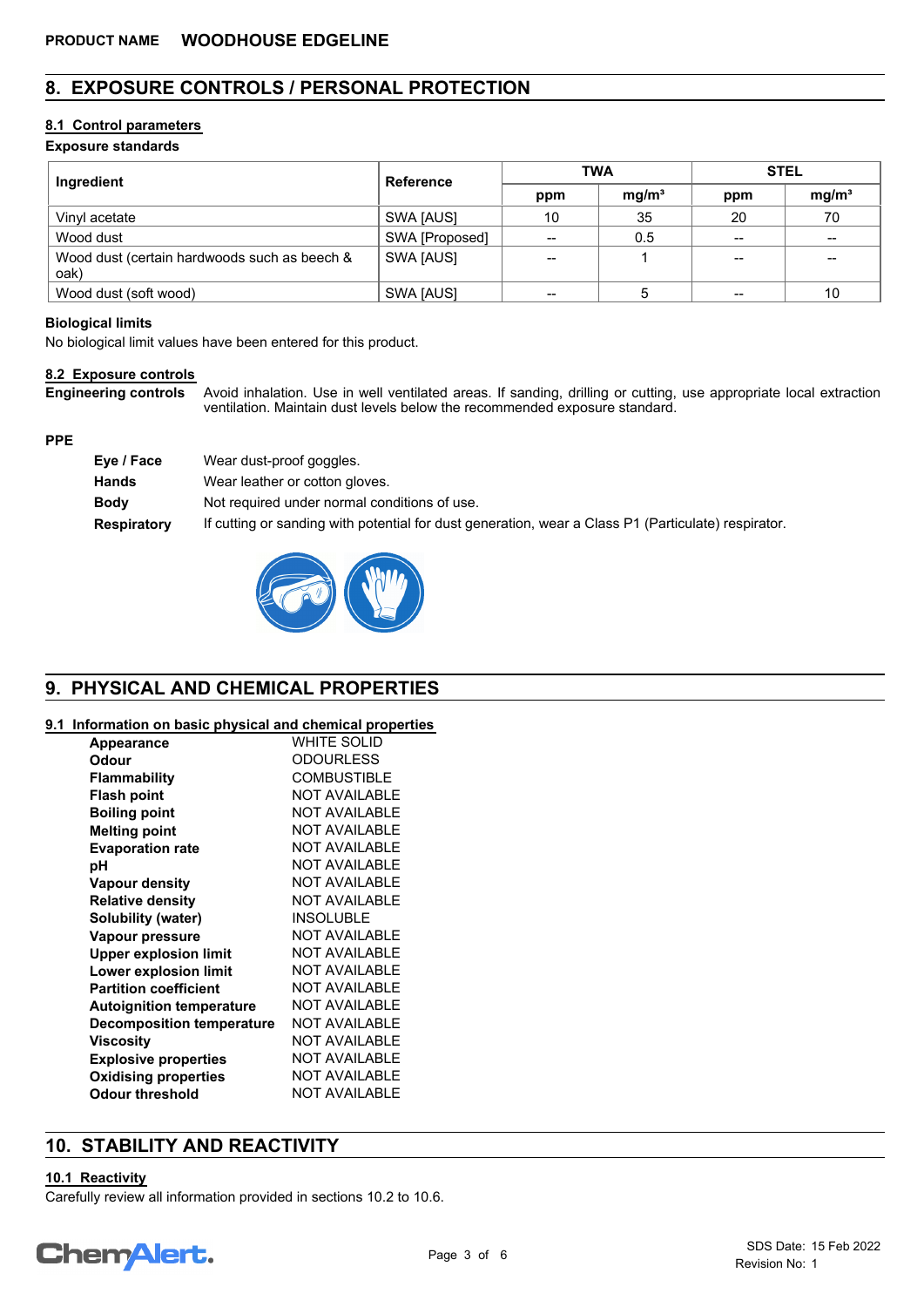## 8. EXPOSURE CONTROLS / PERSONAL PROTECTION

### 8.1 Control parameters

**Exposure standards**

| Ingredient | Reference | TWA | | STEL | |
|---|---|---|---|---|---|
| | | ppm | mg/m³ | ppm | mg/m³ |
| Vinyl acetate | SWA [AUS] | 10 | 35 | 20 | 70 |
| Wood dust | SWA [Proposed] | -- | 0.5 | -- | -- |
| Wood dust (certain hardwoods such as beech & oak) | SWA [AUS] | -- | 1 | -- | -- |
| Wood dust (soft wood) | SWA [AUS] | -- | 5 | -- | 10 |

**Biological limits**

No biological limit values have been entered for this product.

### 8.2 Exposure controls

**Engineering controls** Avoid inhalation. Use in well ventilated areas. If sanding, drilling or cutting, use appropriate local extraction ventilation. Maintain dust levels below the recommended exposure standard.

**PPE**

**Eye / Face** Wear dust-proof goggles.

**Hands** Wear leather or cotton gloves.

**Body** Not required under normal conditions of use.

**Respiratory** If cutting or sanding with potential for dust generation, wear a Class P1 (Particulate) respirator.

## 9. PHYSICAL AND CHEMICAL PROPERTIES

### 9.1 Information on basic physical and chemical properties

| | |
|---|---|
| **Appearance** | WHITE SOLID |
| **Odour** | ODOURLESS |
| **Flammability** | COMBUSTIBLE |
| **Flash point** | NOT AVAILABLE |
| **Boiling point** | NOT AVAILABLE |
| **Melting point** | NOT AVAILABLE |
| **Evaporation rate** | NOT AVAILABLE |
| **pH** | NOT AVAILABLE |
| **Vapour density** | NOT AVAILABLE |
| **Relative density** | NOT AVAILABLE |
| **Solubility (water)** | INSOLUBLE |
| **Vapour pressure** | NOT AVAILABLE |
| **Upper explosion limit** | NOT AVAILABLE |
| **Lower explosion limit** | NOT AVAILABLE |
| **Partition coefficient** | NOT AVAILABLE |
| **Autoignition temperature** | NOT AVAILABLE |
| **Decomposition temperature** | NOT AVAILABLE |
| **Viscosity** | NOT AVAILABLE |
| **Explosive properties** | NOT AVAILABLE |
| **Oxidising properties** | NOT AVAILABLE |
| **Odour threshold** | NOT AVAILABLE |

## 10. STABILITY AND REACTIVITY

### 10.1 Reactivity

Carefully review all information provided in sections 10.2 to 10.6.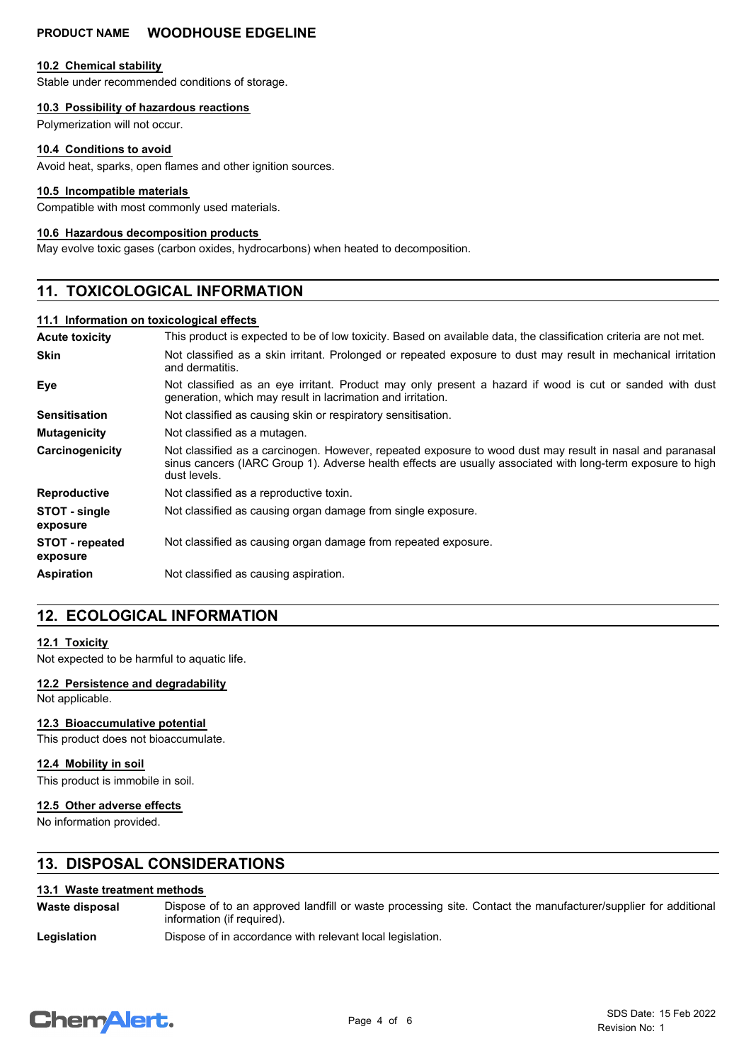#### 10.2 Chemical stability

Stable under recommended conditions of storage.

#### 10.3 Possibility of hazardous reactions

Polymerization will not occur.

#### 10.4 Conditions to avoid

Avoid heat, sparks, open flames and other ignition sources.

#### 10.5 Incompatible materials

Compatible with most commonly used materials.

#### 10.6 Hazardous decomposition products

May evolve toxic gases (carbon oxides, hydrocarbons) when heated to decomposition.

## 11. TOXICOLOGICAL INFORMATION

#### 11.1 Information on toxicological effects

| | |
|---|---|
| **Acute toxicity** | This product is expected to be of low toxicity. Based on available data, the classification criteria are not met. |
| **Skin** | Not classified as a skin irritant. Prolonged or repeated exposure to dust may result in mechanical irritation and dermatitis. |
| **Eye** | Not classified as an eye irritant. Product may only present a hazard if wood is cut or sanded with dust generation, which may result in lacrimation and irritation. |
| **Sensitisation** | Not classified as causing skin or respiratory sensitisation. |
| **Mutagenicity** | Not classified as a mutagen. |
| **Carcinogenicity** | Not classified as a carcinogen. However, repeated exposure to wood dust may result in nasal and paranasal sinus cancers (IARC Group 1). Adverse health effects are usually associated with long-term exposure to high dust levels. |
| **Reproductive** | Not classified as a reproductive toxin. |
| **STOT - single exposure** | Not classified as causing organ damage from single exposure. |
| **STOT - repeated exposure** | Not classified as causing organ damage from repeated exposure. |
| **Aspiration** | Not classified as causing aspiration. |

## 12. ECOLOGICAL INFORMATION

#### 12.1 Toxicity

Not expected to be harmful to aquatic life.

#### 12.2 Persistence and degradability

Not applicable.

#### 12.3 Bioaccumulative potential

This product does not bioaccumulate.

#### 12.4 Mobility in soil

This product is immobile in soil.

#### 12.5 Other adverse effects

No information provided.

## 13. DISPOSAL CONSIDERATIONS

#### 13.1 Waste treatment methods

| | |
|---|---|
| **Waste disposal** | Dispose of to an approved landfill or waste processing site. Contact the manufacturer/supplier for additional information (if required). |
| **Legislation** | Dispose of in accordance with relevant local legislation. |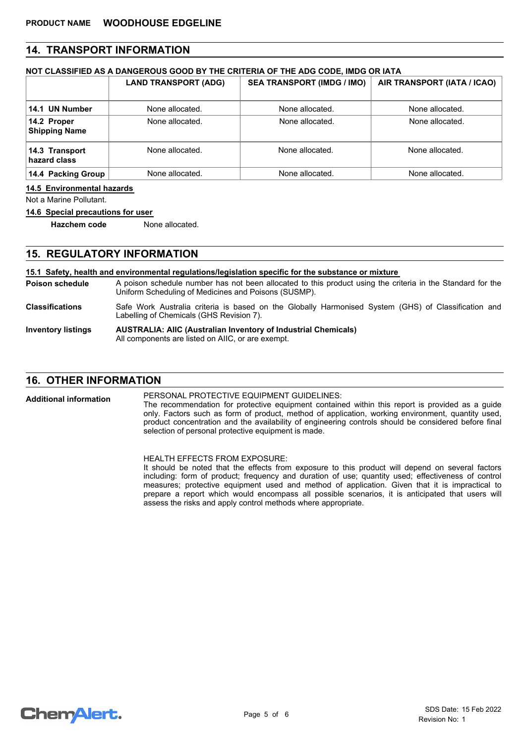## 14. TRANSPORT INFORMATION

**NOT CLASSIFIED AS A DANGEROUS GOOD BY THE CRITERIA OF THE ADG CODE, IMDG OR IATA**

| | LAND TRANSPORT (ADG) | SEA TRANSPORT (IMDG / IMO) | AIR TRANSPORT (IATA / ICAO) |
|---|---|---|---|
| **14.1 UN Number** | None allocated. | None allocated. | None allocated. |
| **14.2 Proper Shipping Name** | None allocated. | None allocated. | None allocated. |
| **14.3 Transport hazard class** | None allocated. | None allocated. | None allocated. |
| **14.4 Packing Group** | None allocated. | None allocated. | None allocated. |

**14.5 Environmental hazards**

Not a Marine Pollutant.

**14.6 Special precautions for user**

**Hazchem code** None allocated.

## 15. REGULATORY INFORMATION

**15.1 Safety, health and environmental regulations/legislation specific for the substance or mixture**

**Poison schedule** A poison schedule number has not been allocated to this product using the criteria in the Standard for the Uniform Scheduling of Medicines and Poisons (SUSMP).

**Classifications** Safe Work Australia criteria is based on the Globally Harmonised System (GHS) of Classification and Labelling of Chemicals (GHS Revision 7).

**Inventory listings** **AUSTRALIA: AIIC (Australian Inventory of Industrial Chemicals)**
All components are listed on AIIC, or are exempt.

## 16. OTHER INFORMATION

**Additional information**

PERSONAL PROTECTIVE EQUIPMENT GUIDELINES:
The recommendation for protective equipment contained within this report is provided as a guide only. Factors such as form of product, method of application, working environment, quantity used, product concentration and the availability of engineering controls should be considered before final selection of personal protective equipment is made.

HEALTH EFFECTS FROM EXPOSURE:
It should be noted that the effects from exposure to this product will depend on several factors including: form of product; frequency and duration of use; quantity used; effectiveness of control measures; protective equipment used and method of application. Given that it is impractical to prepare a report which would encompass all possible scenarios, it is anticipated that users will assess the risks and apply control methods where appropriate.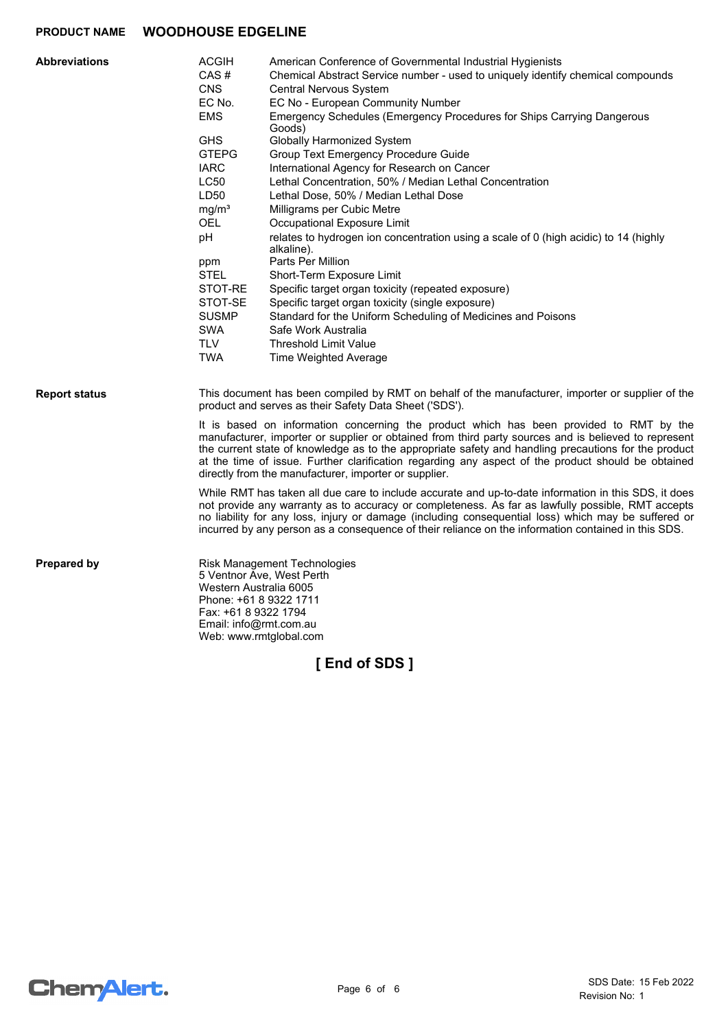**PRODUCT NAME WOODHOUSE EDGELINE**

**Abbreviations**

| | |
|---|---|
| ACGIH | American Conference of Governmental Industrial Hygienists |
| CAS # | Chemical Abstract Service number - used to uniquely identify chemical compounds |
| CNS | Central Nervous System |
| EC No. | EC No - European Community Number |
| EMS | Emergency Schedules (Emergency Procedures for Ships Carrying Dangerous Goods) |
| GHS | Globally Harmonized System |
| GTEPG | Group Text Emergency Procedure Guide |
| IARC | International Agency for Research on Cancer |
| LC50 | Lethal Concentration, 50% / Median Lethal Concentration |
| LD50 | Lethal Dose, 50% / Median Lethal Dose |
| $mg/m^3$ | Milligrams per Cubic Metre |
| OEL | Occupational Exposure Limit |
| pH | relates to hydrogen ion concentration using a scale of 0 (high acidic) to 14 (highly alkaline). |
| ppm | Parts Per Million |
| STEL | Short-Term Exposure Limit |
| STOT-RE | Specific target organ toxicity (repeated exposure) |
| STOT-SE | Specific target organ toxicity (single exposure) |
| SUSMP | Standard for the Uniform Scheduling of Medicines and Poisons |
| SWA | Safe Work Australia |
| TLV | Threshold Limit Value |
| TWA | Time Weighted Average |

**Report status**

This document has been compiled by RMT on behalf of the manufacturer, importer or supplier of the product and serves as their Safety Data Sheet ('SDS').

It is based on information concerning the product which has been provided to RMT by the manufacturer, importer or supplier or obtained from third party sources and is believed to represent the current state of knowledge as to the appropriate safety and handling precautions for the product at the time of issue. Further clarification regarding any aspect of the product should be obtained directly from the manufacturer, importer or supplier.

While RMT has taken all due care to include accurate and up-to-date information in this SDS, it does not provide any warranty as to accuracy or completeness. As far as lawfully possible, RMT accepts no liability for any loss, injury or damage (including consequential loss) which may be suffered or incurred by any person as a consequence of their reliance on the information contained in this SDS.

**Prepared by**

Risk Management Technologies
5 Ventnor Ave, West Perth
Western Australia 6005
Phone: +61 8 9322 1711
Fax: +61 8 9322 1794
Email: info@rmt.com.au
Web: www.rmtglobal.com

**[ End of SDS ]**

SDS Date: 15 Feb 2022
Revision No: 1